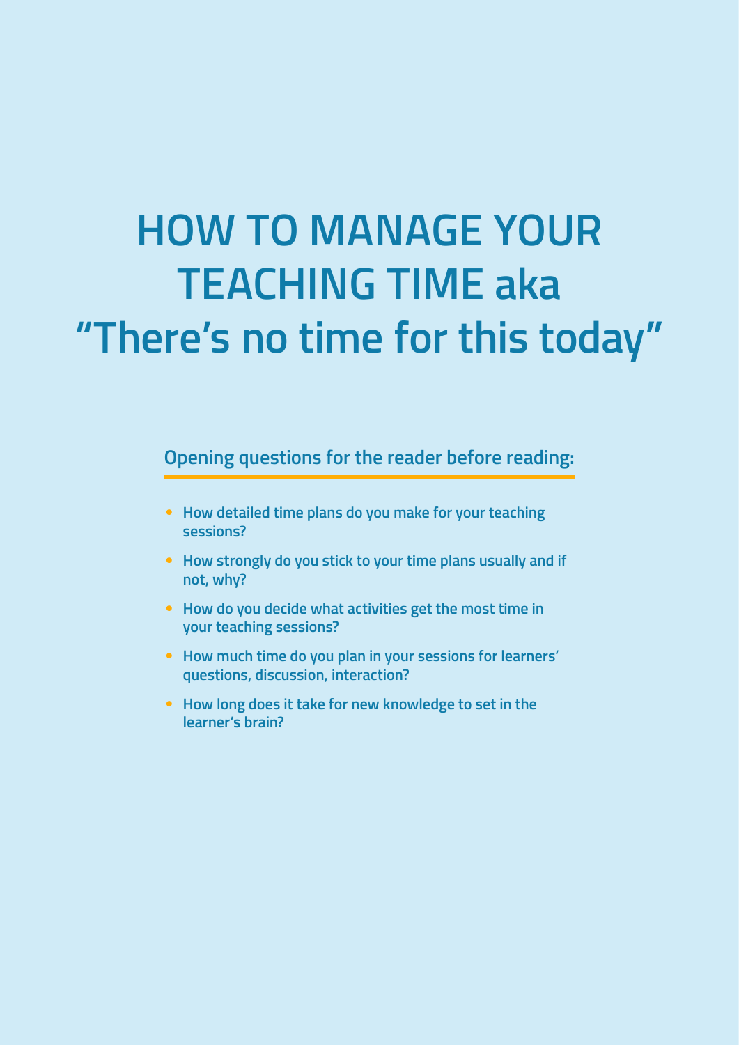# HOW TO MANAGE YOUR TEACHING TIME aka "There's no time for this today"

## Opening questions for the reader before reading:

- How detailed time plans do you make for your teaching sessions?
- How strongly do you stick to your time plans usually and if not, why?
- How do you decide what activities get the most time in your teaching sessions?
- How much time do you plan in your sessions for learners' questions, discussion, interaction?
- How long does it take for new knowledge to set in the learner's brain?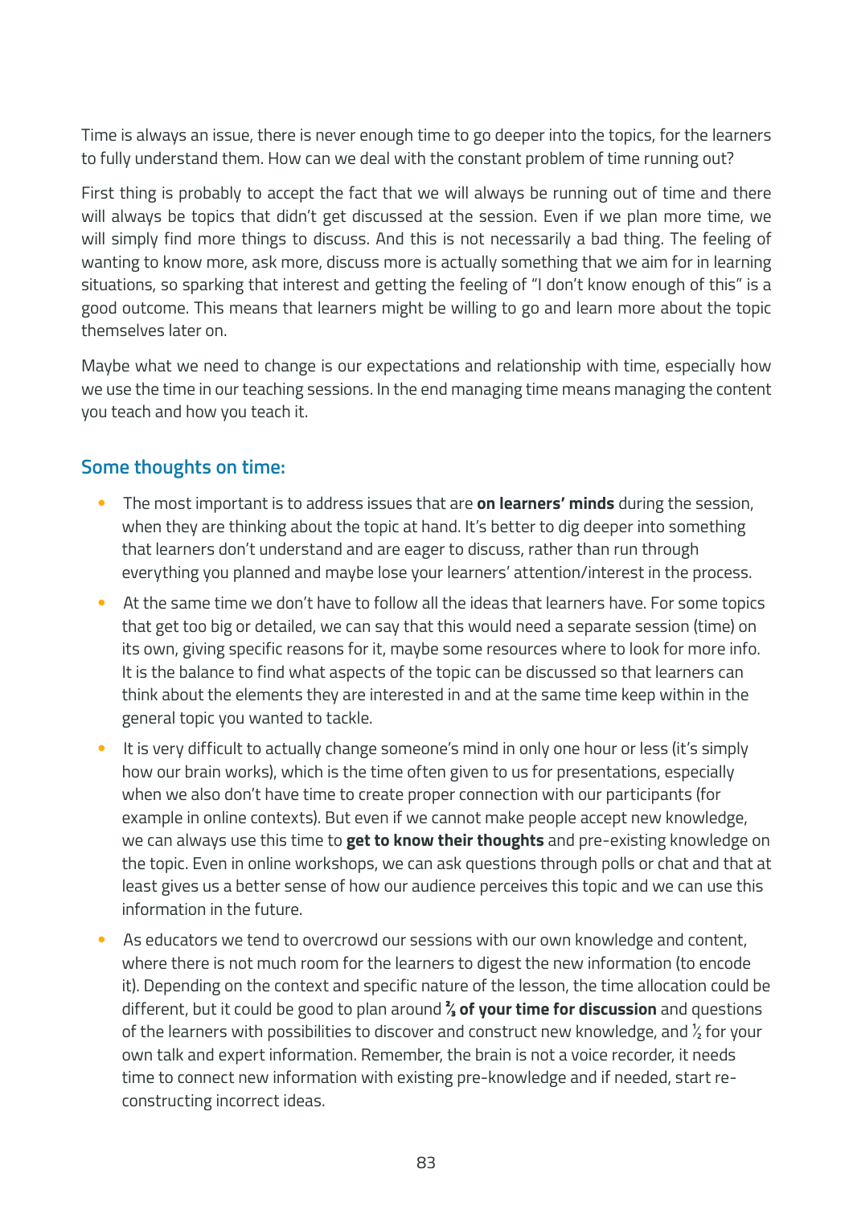Time is always an issue, there is never enough time to go deeper into the topics, for the learners to fully understand them. How can we deal with the constant problem of time running out?

First thing is probably to accept the fact that we will always be running out of time and there will always be topics that didn't get discussed at the session. Even if we plan more time, we will simply find more things to discuss. And this is not necessarily a bad thing. The feeling of wanting to know more, ask more, discuss more is actually something that we aim for in learning situations, so sparking that interest and getting the feeling of "I don't know enough of this" is a good outcome. This means that learners might be willing to go and learn more about the topic themselves later on.

Maybe what we need to change is our expectations and relationship with time, especially how we use the time in our teaching sessions. In the end managing time means managing the content you teach and how you teach it.

## Some thoughts on time:

- The most important is to address issues that are **on learners' minds** during the session, when they are thinking about the topic at hand. It's better to dig deeper into something that learners don't understand and are eager to discuss, rather than run through everything you planned and maybe lose your learners' attention/interest in the process.
- At the same time we don't have to follow all the ideas that learners have. For some topics that get too big or detailed, we can say that this would need a separate session (time) on its own, giving specific reasons for it, maybe some resources where to look for more info. It is the balance to find what aspects of the topic can be discussed so that learners can think about the elements they are interested in and at the same time keep within in the general topic you wanted to tackle.
- It is very difficult to actually change someone's mind in only one hour or less (it's simply how our brain works), which is the time often given to us for presentations, especially when we also don't have time to create proper connection with our participants (for example in online contexts). But even if we cannot make people accept new knowledge, we can always use this time to **get to know their thoughts** and pre-existing knowledge on the topic. Even in online workshops, we can ask questions through polls or chat and that at least gives us a better sense of how our audience perceives this topic and we can use this information in the future.
- As educators we tend to overcrowd our sessions with our own knowledge and content, where there is not much room for the learners to digest the new information (to encode it). Depending on the context and specific nature of the lesson, the time allocation could be different, but it could be good to plan around **⅔ of your time for discussion** and questions of the learners with possibilities to discover and construct new knowledge, and ⅓ for your own talk and expert information. Remember, the brain is not a voice recorder, it needs time to connect new information with existing pre-knowledge and if needed, start re-constructing incorrect ideas.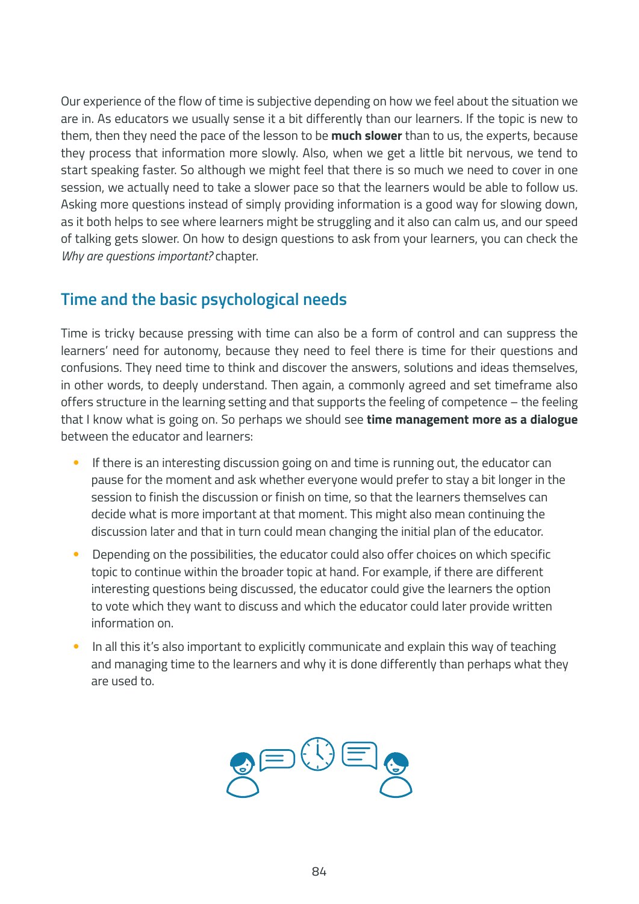Our experience of the flow of time is subjective depending on how we feel about the situation we are in. As educators we usually sense it a bit differently than our learners. If the topic is new to them, then they need the pace of the lesson to be **much slower** than to us, the experts, because they process that information more slowly. Also, when we get a little bit nervous, we tend to start speaking faster. So although we might feel that there is so much we need to cover in one session, we actually need to take a slower pace so that the learners would be able to follow us. Asking more questions instead of simply providing information is a good way for slowing down, as it both helps to see where learners might be struggling and it also can calm us, and our speed of talking gets slower. On how to design questions to ask from your learners, you can check the *Why are questions important?* chapter.

## Time and the basic psychological needs

Time is tricky because pressing with time can also be a form of control and can suppress the learners' need for autonomy, because they need to feel there is time for their questions and confusions. They need time to think and discover the answers, solutions and ideas themselves, in other words, to deeply understand. Then again, a commonly agreed and set timeframe also offers structure in the learning setting and that supports the feeling of competence – the feeling that I know what is going on. So perhaps we should see **time management more as a dialogue** between the educator and learners:

- If there is an interesting discussion going on and time is running out, the educator can pause for the moment and ask whether everyone would prefer to stay a bit longer in the session to finish the discussion or finish on time, so that the learners themselves can decide what is more important at that moment. This might also mean continuing the discussion later and that in turn could mean changing the initial plan of the educator.
- Depending on the possibilities, the educator could also offer choices on which specific topic to continue within the broader topic at hand. For example, if there are different interesting questions being discussed, the educator could give the learners the option to vote which they want to discuss and which the educator could later provide written information on.
- In all this it's also important to explicitly communicate and explain this way of teaching and managing time to the learners and why it is done differently than perhaps what they are used to.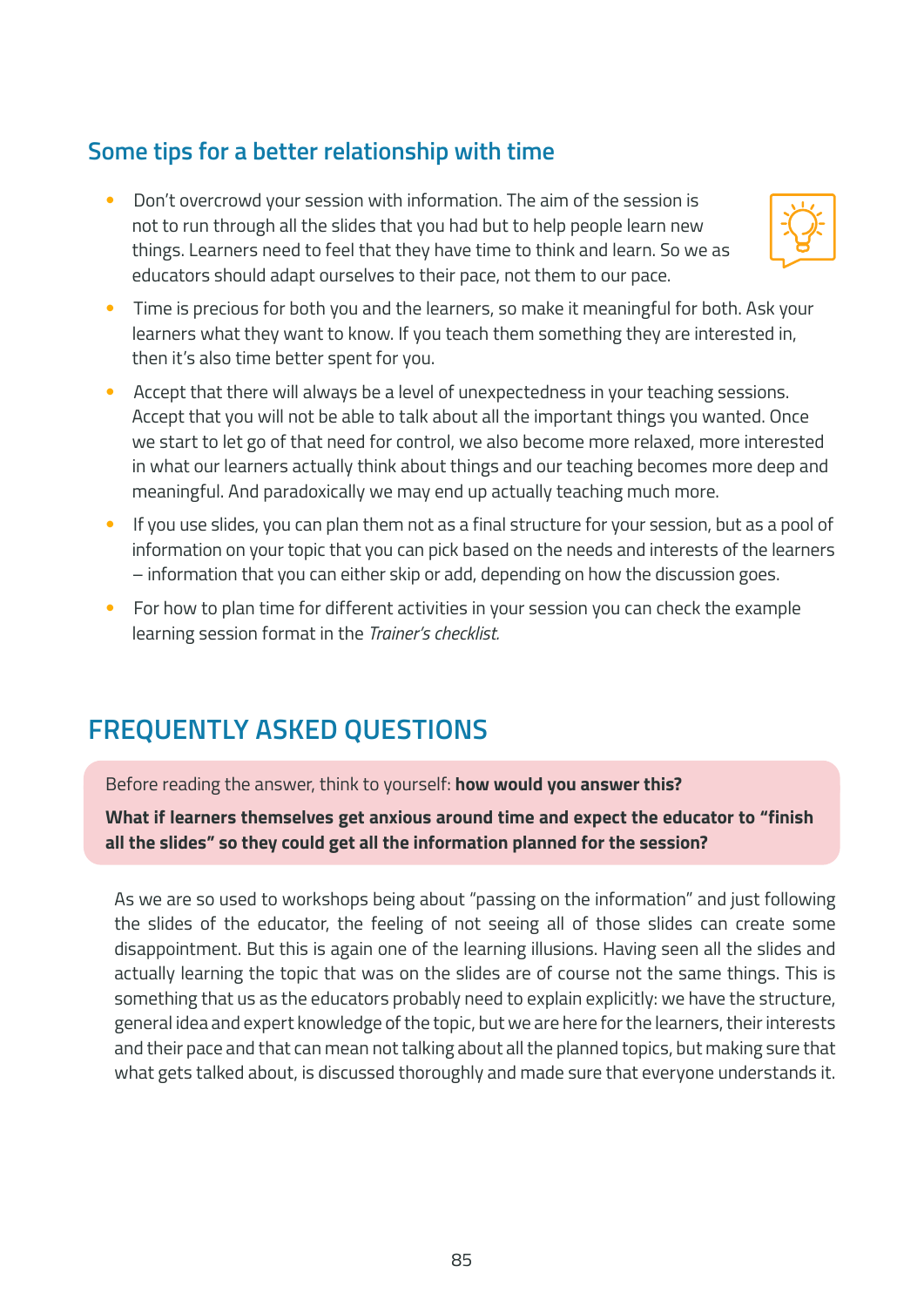## Some tips for a better relationship with time

- Don't overcrowd your session with information. The aim of the session is not to run through all the slides that you had but to help people learn new things. Learners need to feel that they have time to think and learn. So we as educators should adapt ourselves to their pace, not them to our pace.
- Time is precious for both you and the learners, so make it meaningful for both. Ask your learners what they want to know. If you teach them something they are interested in, then it's also time better spent for you.
- Accept that there will always be a level of unexpectedness in your teaching sessions. Accept that you will not be able to talk about all the important things you wanted. Once we start to let go of that need for control, we also become more relaxed, more interested in what our learners actually think about things and our teaching becomes more deep and meaningful. And paradoxically we may end up actually teaching much more.
- If you use slides, you can plan them not as a final structure for your session, but as a pool of information on your topic that you can pick based on the needs and interests of the learners – information that you can either skip or add, depending on how the discussion goes.
- For how to plan time for different activities in your session you can check the example learning session format in the *Trainer's checklist.*

## FREQUENTLY ASKED QUESTIONS

Before reading the answer, think to yourself: **how would you answer this?**

**What if learners themselves get anxious around time and expect the educator to "finish all the slides" so they could get all the information planned for the session?**

As we are so used to workshops being about "passing on the information" and just following the slides of the educator, the feeling of not seeing all of those slides can create some disappointment. But this is again one of the learning illusions. Having seen all the slides and actually learning the topic that was on the slides are of course not the same things. This is something that us as the educators probably need to explain explicitly: we have the structure, general idea and expert knowledge of the topic, but we are here for the learners, their interests and their pace and that can mean not talking about all the planned topics, but making sure that what gets talked about, is discussed thoroughly and made sure that everyone understands it.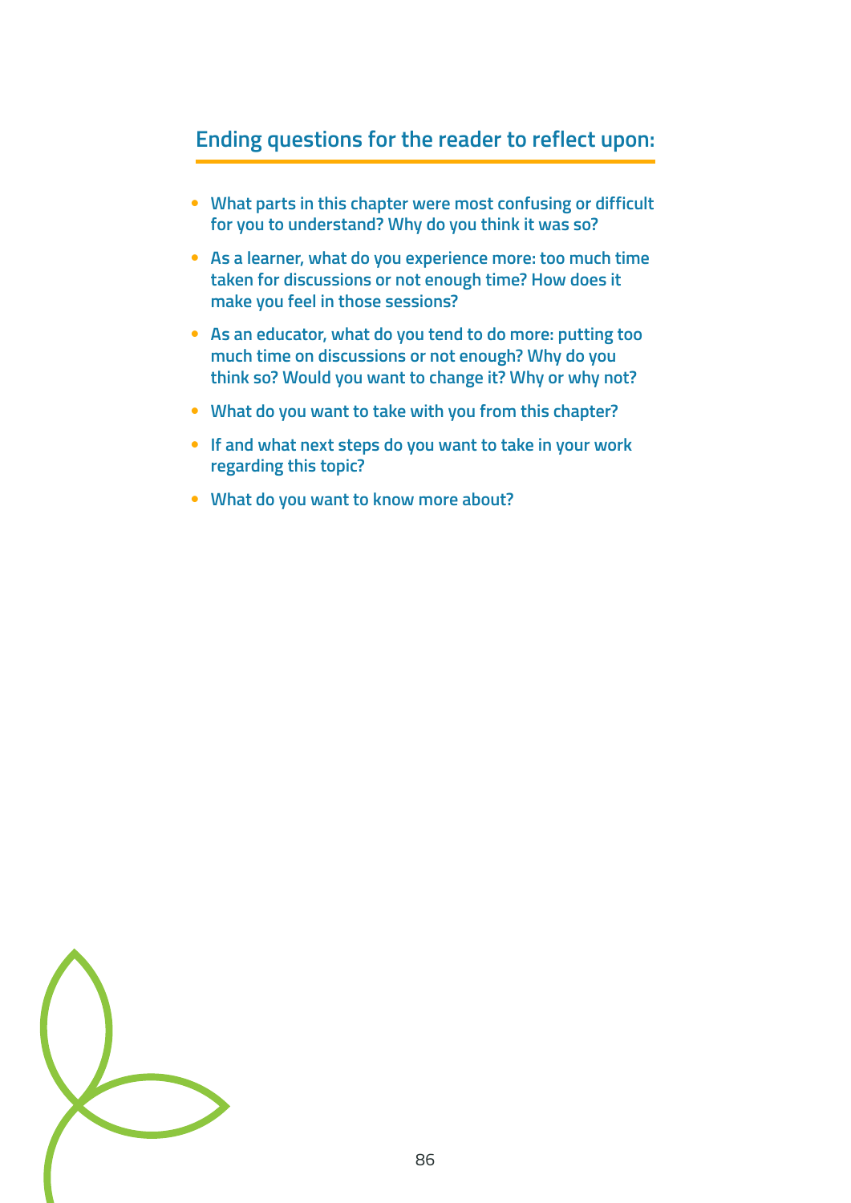## Ending questions for the reader to reflect upon:

- What parts in this chapter were most confusing or difficult for you to understand? Why do you think it was so?
- As a learner, what do you experience more: too much time taken for discussions or not enough time? How does it make you feel in those sessions?
- As an educator, what do you tend to do more: putting too much time on discussions or not enough? Why do you think so? Would you want to change it? Why or why not?
- What do you want to take with you from this chapter?
- If and what next steps do you want to take in your work regarding this topic?
- What do you want to know more about?